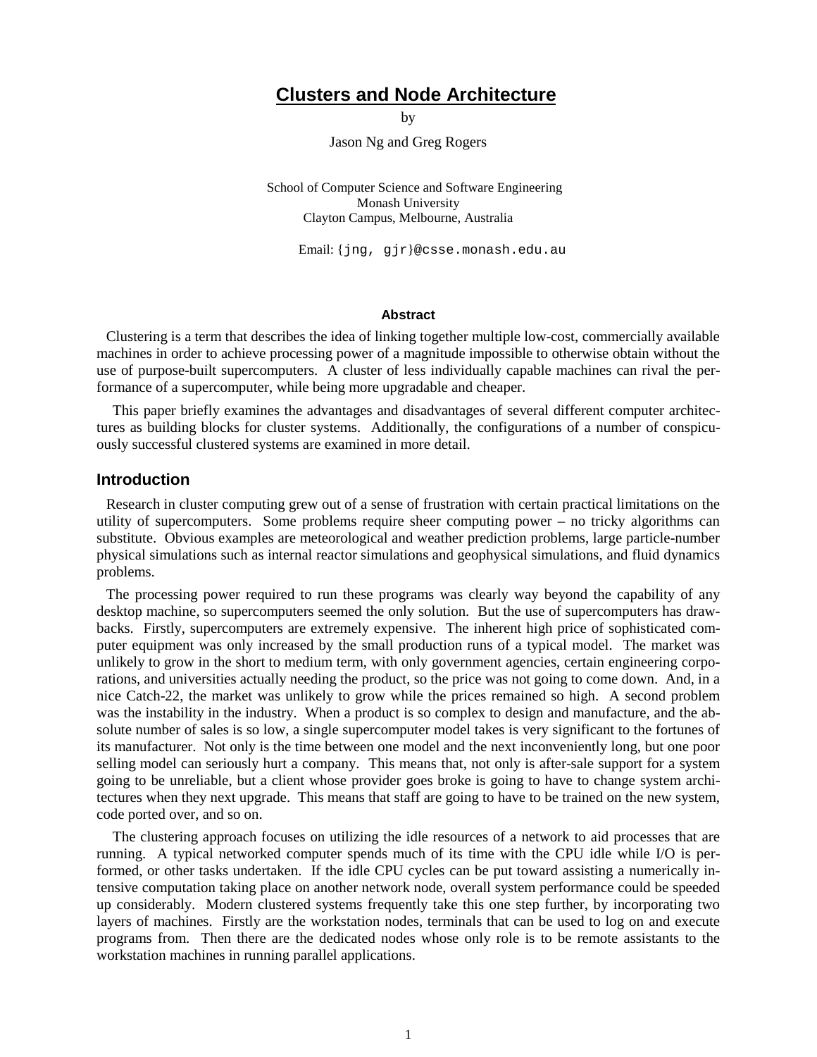# Clusters and Node Architecture

by

Jason Ng and Greg Rogers

School of Computer Science and Software Engineering
Monash University
Clayton Campus, Melbourne, Australia

Email: {jng, gjr}@csse.monash.edu.au

### Abstract

Clustering is a term that describes the idea of linking together multiple low-cost, commercially available machines in order to achieve processing power of a magnitude impossible to otherwise obtain without the use of purpose-built supercomputers. A cluster of less individually capable machines can rival the performance of a supercomputer, while being more upgradable and cheaper.

This paper briefly examines the advantages and disadvantages of several different computer architectures as building blocks for cluster systems. Additionally, the configurations of a number of conspicuously successful clustered systems are examined in more detail.

## Introduction

Research in cluster computing grew out of a sense of frustration with certain practical limitations on the utility of supercomputers. Some problems require sheer computing power – no tricky algorithms can substitute. Obvious examples are meteorological and weather prediction problems, large particle-number physical simulations such as internal reactor simulations and geophysical simulations, and fluid dynamics problems.

The processing power required to run these programs was clearly way beyond the capability of any desktop machine, so supercomputers seemed the only solution. But the use of supercomputers has drawbacks. Firstly, supercomputers are extremely expensive. The inherent high price of sophisticated computer equipment was only increased by the small production runs of a typical model. The market was unlikely to grow in the short to medium term, with only government agencies, certain engineering corporations, and universities actually needing the product, so the price was not going to come down. And, in a nice Catch-22, the market was unlikely to grow while the prices remained so high. A second problem was the instability in the industry. When a product is so complex to design and manufacture, and the absolute number of sales is so low, a single supercomputer model takes is very significant to the fortunes of its manufacturer. Not only is the time between one model and the next inconveniently long, but one poor selling model can seriously hurt a company. This means that, not only is after-sale support for a system going to be unreliable, but a client whose provider goes broke is going to have to change system architectures when they next upgrade. This means that staff are going to have to be trained on the new system, code ported over, and so on.

The clustering approach focuses on utilizing the idle resources of a network to aid processes that are running. A typical networked computer spends much of its time with the CPU idle while I/O is performed, or other tasks undertaken. If the idle CPU cycles can be put toward assisting a numerically intensive computation taking place on another network node, overall system performance could be speeded up considerably. Modern clustered systems frequently take this one step further, by incorporating two layers of machines. Firstly are the workstation nodes, terminals that can be used to log on and execute programs from. Then there are the dedicated nodes whose only role is to be remote assistants to the workstation machines in running parallel applications.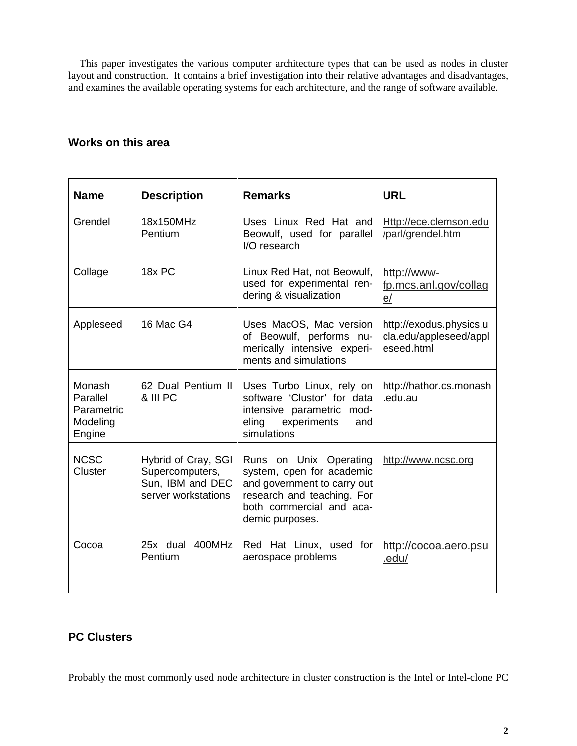This paper investigates the various computer architecture types that can be used as nodes in cluster layout and construction. It contains a brief investigation into their relative advantages and disadvantages, and examines the available operating systems for each architecture, and the range of software available.

## Works on this area

| Name | Description | Remarks | URL |
|---|---|---|---|
| Grendel | 18x150MHz Pentium | Uses Linux Red Hat and Beowulf, used for parallel I/O research | Http://ece.clemson.edu/parl/grendel.htm |
| Collage | 18x PC | Linux Red Hat, not Beowulf, used for experimental rendering & visualization | http://www-fp.mcs.anl.gov/collage/ |
| Appleseed | 16 Mac G4 | Uses MacOS, Mac version of Beowulf, performs numerically intensive experiments and simulations | http://exodus.physics.ucla.edu/appleseed/appleseed.html |
| Monash Parallel Parametric Modeling Engine | 62 Dual Pentium II & III PC | Uses Turbo Linux, rely on software 'Clustor' for data intensive parametric modeling experiments and simulations | http://hathor.cs.monash.edu.au |
| NCSC Cluster | Hybrid of Cray, SGI Supercomputers, Sun, IBM and DEC server workstations | Runs on Unix Operating system, open for academic and government to carry out research and teaching. For both commercial and academic purposes. | http://www.ncsc.org |
| Cocoa | 25x dual 400MHz Pentium | Red Hat Linux, used for aerospace problems | http://cocoa.aero.psu.edu/ |

## PC Clusters

Probably the most commonly used node architecture in cluster construction is the Intel or Intel-clone PC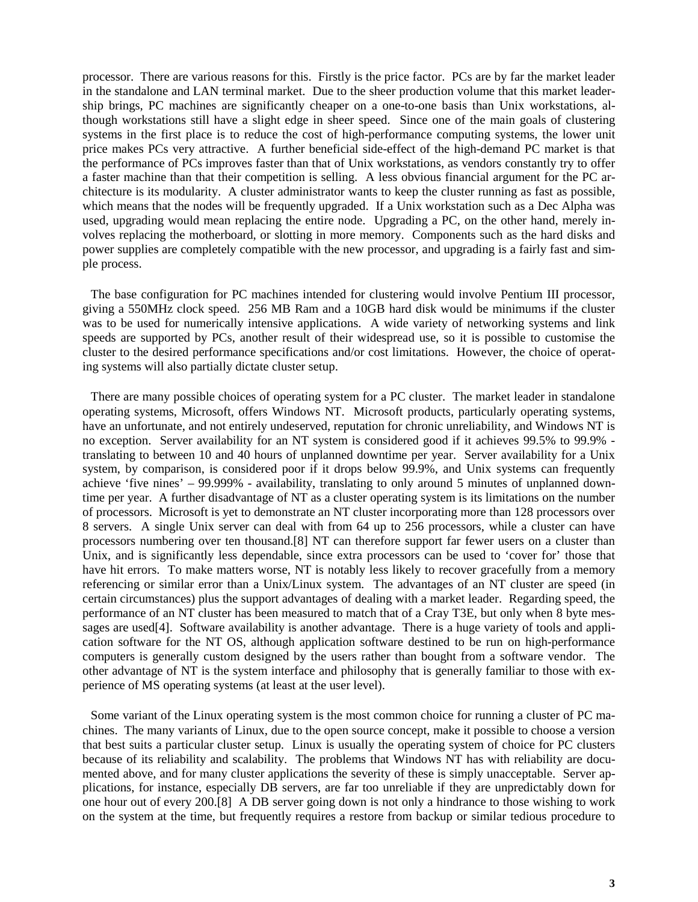processor. There are various reasons for this. Firstly is the price factor. PCs are by far the market leader in the standalone and LAN terminal market. Due to the sheer production volume that this market leadership brings, PC machines are significantly cheaper on a one-to-one basis than Unix workstations, although workstations still have a slight edge in sheer speed. Since one of the main goals of clustering systems in the first place is to reduce the cost of high-performance computing systems, the lower unit price makes PCs very attractive. A further beneficial side-effect of the high-demand PC market is that the performance of PCs improves faster than that of Unix workstations, as vendors constantly try to offer a faster machine than that their competition is selling. A less obvious financial argument for the PC architecture is its modularity. A cluster administrator wants to keep the cluster running as fast as possible, which means that the nodes will be frequently upgraded. If a Unix workstation such as a Dec Alpha was used, upgrading would mean replacing the entire node. Upgrading a PC, on the other hand, merely involves replacing the motherboard, or slotting in more memory. Components such as the hard disks and power supplies are completely compatible with the new processor, and upgrading is a fairly fast and simple process.

The base configuration for PC machines intended for clustering would involve Pentium III processor, giving a 550MHz clock speed. 256 MB Ram and a 10GB hard disk would be minimums if the cluster was to be used for numerically intensive applications. A wide variety of networking systems and link speeds are supported by PCs, another result of their widespread use, so it is possible to customise the cluster to the desired performance specifications and/or cost limitations. However, the choice of operating systems will also partially dictate cluster setup.

There are many possible choices of operating system for a PC cluster. The market leader in standalone operating systems, Microsoft, offers Windows NT. Microsoft products, particularly operating systems, have an unfortunate, and not entirely undeserved, reputation for chronic unreliability, and Windows NT is no exception. Server availability for an NT system is considered good if it achieves 99.5% to 99.9% - translating to between 10 and 40 hours of unplanned downtime per year. Server availability for a Unix system, by comparison, is considered poor if it drops below 99.9%, and Unix systems can frequently achieve 'five nines' – 99.999% - availability, translating to only around 5 minutes of unplanned downtime per year. A further disadvantage of NT as a cluster operating system is its limitations on the number of processors. Microsoft is yet to demonstrate an NT cluster incorporating more than 128 processors over 8 servers. A single Unix server can deal with from 64 up to 256 processors, while a cluster can have processors numbering over ten thousand.[8] NT can therefore support far fewer users on a cluster than Unix, and is significantly less dependable, since extra processors can be used to 'cover for' those that have hit errors. To make matters worse, NT is notably less likely to recover gracefully from a memory referencing or similar error than a Unix/Linux system. The advantages of an NT cluster are speed (in certain circumstances) plus the support advantages of dealing with a market leader. Regarding speed, the performance of an NT cluster has been measured to match that of a Cray T3E, but only when 8 byte messages are used[4]. Software availability is another advantage. There is a huge variety of tools and application software for the NT OS, although application software destined to be run on high-performance computers is generally custom designed by the users rather than bought from a software vendor. The other advantage of NT is the system interface and philosophy that is generally familiar to those with experience of MS operating systems (at least at the user level).

Some variant of the Linux operating system is the most common choice for running a cluster of PC machines. The many variants of Linux, due to the open source concept, make it possible to choose a version that best suits a particular cluster setup. Linux is usually the operating system of choice for PC clusters because of its reliability and scalability. The problems that Windows NT has with reliability are documented above, and for many cluster applications the severity of these is simply unacceptable. Server applications, for instance, especially DB servers, are far too unreliable if they are unpredictably down for one hour out of every 200.[8] A DB server going down is not only a hindrance to those wishing to work on the system at the time, but frequently requires a restore from backup or similar tedious procedure to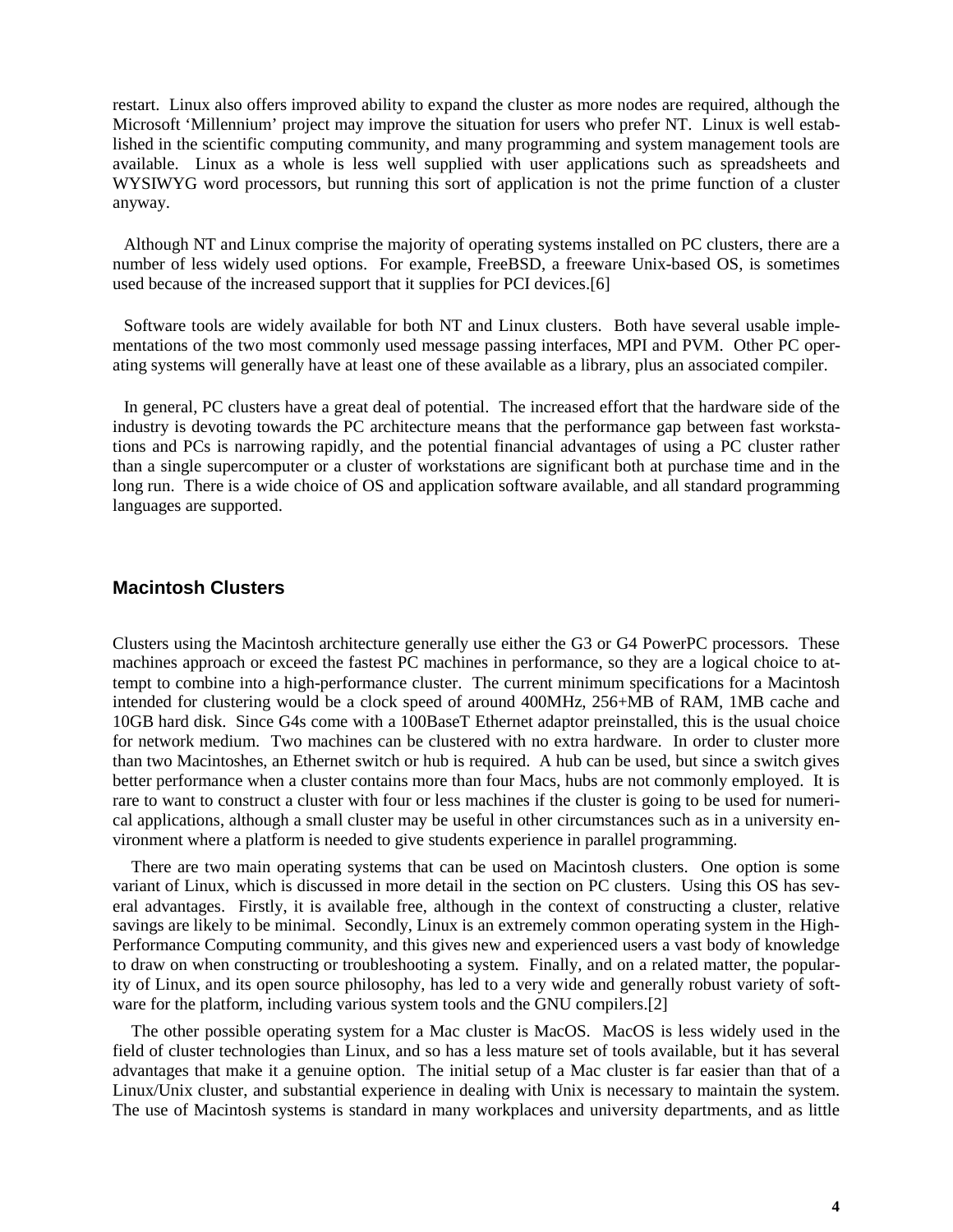restart. Linux also offers improved ability to expand the cluster as more nodes are required, although the Microsoft 'Millennium' project may improve the situation for users who prefer NT. Linux is well established in the scientific computing community, and many programming and system management tools are available. Linux as a whole is less well supplied with user applications such as spreadsheets and WYSIWYG word processors, but running this sort of application is not the prime function of a cluster anyway.

Although NT and Linux comprise the majority of operating systems installed on PC clusters, there are a number of less widely used options. For example, FreeBSD, a freeware Unix-based OS, is sometimes used because of the increased support that it supplies for PCI devices.[6]

Software tools are widely available for both NT and Linux clusters. Both have several usable implementations of the two most commonly used message passing interfaces, MPI and PVM. Other PC operating systems will generally have at least one of these available as a library, plus an associated compiler.

In general, PC clusters have a great deal of potential. The increased effort that the hardware side of the industry is devoting towards the PC architecture means that the performance gap between fast workstations and PCs is narrowing rapidly, and the potential financial advantages of using a PC cluster rather than a single supercomputer or a cluster of workstations are significant both at purchase time and in the long run. There is a wide choice of OS and application software available, and all standard programming languages are supported.

### Macintosh Clusters

Clusters using the Macintosh architecture generally use either the G3 or G4 PowerPC processors. These machines approach or exceed the fastest PC machines in performance, so they are a logical choice to attempt to combine into a high-performance cluster. The current minimum specifications for a Macintosh intended for clustering would be a clock speed of around 400MHz, 256+MB of RAM, 1MB cache and 10GB hard disk. Since G4s come with a 100BaseT Ethernet adaptor preinstalled, this is the usual choice for network medium. Two machines can be clustered with no extra hardware. In order to cluster more than two Macintoshes, an Ethernet switch or hub is required. A hub can be used, but since a switch gives better performance when a cluster contains more than four Macs, hubs are not commonly employed. It is rare to want to construct a cluster with four or less machines if the cluster is going to be used for numerical applications, although a small cluster may be useful in other circumstances such as in a university environment where a platform is needed to give students experience in parallel programming.

There are two main operating systems that can be used on Macintosh clusters. One option is some variant of Linux, which is discussed in more detail in the section on PC clusters. Using this OS has several advantages. Firstly, it is available free, although in the context of constructing a cluster, relative savings are likely to be minimal. Secondly, Linux is an extremely common operating system in the High-Performance Computing community, and this gives new and experienced users a vast body of knowledge to draw on when constructing or troubleshooting a system. Finally, and on a related matter, the popularity of Linux, and its open source philosophy, has led to a very wide and generally robust variety of software for the platform, including various system tools and the GNU compilers.[2]

The other possible operating system for a Mac cluster is MacOS. MacOS is less widely used in the field of cluster technologies than Linux, and so has a less mature set of tools available, but it has several advantages that make it a genuine option. The initial setup of a Mac cluster is far easier than that of a Linux/Unix cluster, and substantial experience in dealing with Unix is necessary to maintain the system. The use of Macintosh systems is standard in many workplaces and university departments, and as little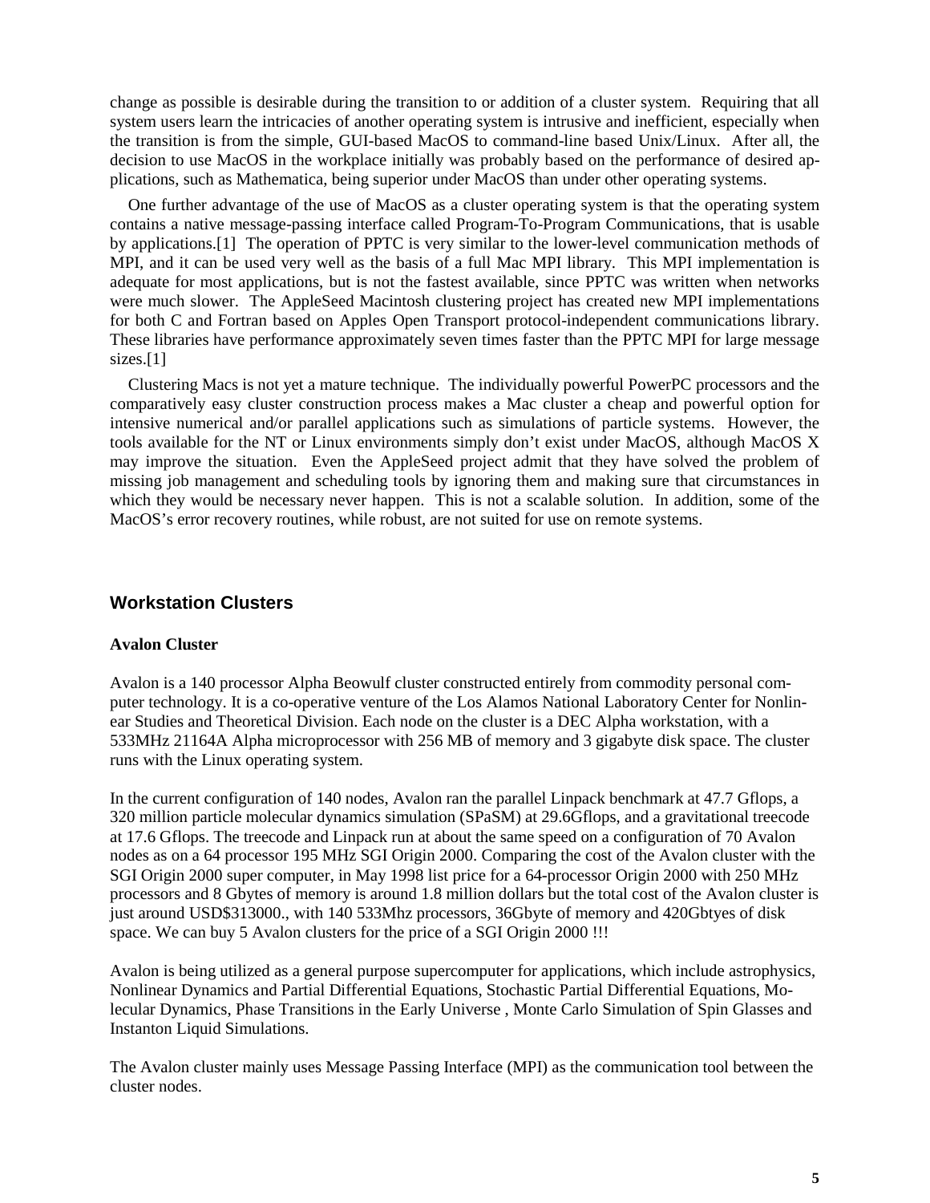change as possible is desirable during the transition to or addition of a cluster system. Requiring that all system users learn the intricacies of another operating system is intrusive and inefficient, especially when the transition is from the simple, GUI-based MacOS to command-line based Unix/Linux. After all, the decision to use MacOS in the workplace initially was probably based on the performance of desired applications, such as Mathematica, being superior under MacOS than under other operating systems.

One further advantage of the use of MacOS as a cluster operating system is that the operating system contains a native message-passing interface called Program-To-Program Communications, that is usable by applications.[1] The operation of PPTC is very similar to the lower-level communication methods of MPI, and it can be used very well as the basis of a full Mac MPI library. This MPI implementation is adequate for most applications, but is not the fastest available, since PPTC was written when networks were much slower. The AppleSeed Macintosh clustering project has created new MPI implementations for both C and Fortran based on Apples Open Transport protocol-independent communications library. These libraries have performance approximately seven times faster than the PPTC MPI for large message sizes.[1]

Clustering Macs is not yet a mature technique. The individually powerful PowerPC processors and the comparatively easy cluster construction process makes a Mac cluster a cheap and powerful option for intensive numerical and/or parallel applications such as simulations of particle systems. However, the tools available for the NT or Linux environments simply don't exist under MacOS, although MacOS X may improve the situation. Even the AppleSeed project admit that they have solved the problem of missing job management and scheduling tools by ignoring them and making sure that circumstances in which they would be necessary never happen. This is not a scalable solution. In addition, some of the MacOS's error recovery routines, while robust, are not suited for use on remote systems.

## Workstation Clusters

### Avalon Cluster

Avalon is a 140 processor Alpha Beowulf cluster constructed entirely from commodity personal computer technology. It is a co-operative venture of the Los Alamos National Laboratory Center for Nonlinear Studies and Theoretical Division. Each node on the cluster is a DEC Alpha workstation, with a 533MHz 21164A Alpha microprocessor with 256 MB of memory and 3 gigabyte disk space. The cluster runs with the Linux operating system.

In the current configuration of 140 nodes, Avalon ran the parallel Linpack benchmark at 47.7 Gflops, a 320 million particle molecular dynamics simulation (SPaSM) at 29.6Gflops, and a gravitational treecode at 17.6 Gflops. The treecode and Linpack run at about the same speed on a configuration of 70 Avalon nodes as on a 64 processor 195 MHz SGI Origin 2000. Comparing the cost of the Avalon cluster with the SGI Origin 2000 super computer, in May 1998 list price for a 64-processor Origin 2000 with 250 MHz processors and 8 Gbytes of memory is around 1.8 million dollars but the total cost of the Avalon cluster is just around USD$313000., with 140 533Mhz processors, 36Gbyte of memory and 420Gbtyes of disk space. We can buy 5 Avalon clusters for the price of a SGI Origin 2000 !!!

Avalon is being utilized as a general purpose supercomputer for applications, which include astrophysics, Nonlinear Dynamics and Partial Differential Equations, Stochastic Partial Differential Equations, Molecular Dynamics, Phase Transitions in the Early Universe , Monte Carlo Simulation of Spin Glasses and Instanton Liquid Simulations.

The Avalon cluster mainly uses Message Passing Interface (MPI) as the communication tool between the cluster nodes.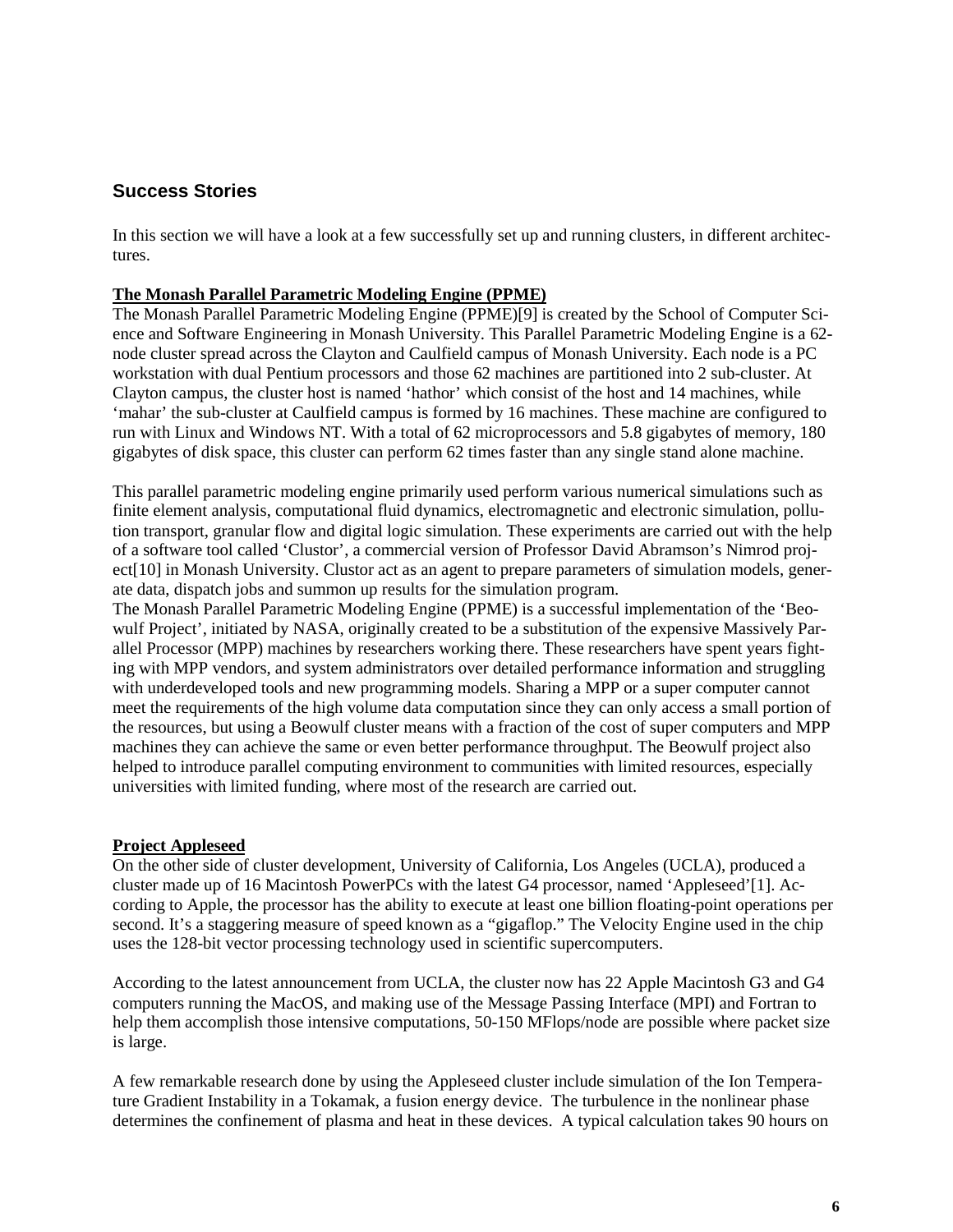## Success Stories

In this section we will have a look at a few successfully set up and running clusters, in different architectures.

**The Monash Parallel Parametric Modeling Engine (PPME)**

The Monash Parallel Parametric Modeling Engine (PPME)[9] is created by the School of Computer Science and Software Engineering in Monash University. This Parallel Parametric Modeling Engine is a 62-node cluster spread across the Clayton and Caulfield campus of Monash University. Each node is a PC workstation with dual Pentium processors and those 62 machines are partitioned into 2 sub-cluster. At Clayton campus, the cluster host is named 'hathor' which consist of the host and 14 machines, while 'mahar' the sub-cluster at Caulfield campus is formed by 16 machines. These machine are configured to run with Linux and Windows NT. With a total of 62 microprocessors and 5.8 gigabytes of memory, 180 gigabytes of disk space, this cluster can perform 62 times faster than any single stand alone machine.

This parallel parametric modeling engine primarily used perform various numerical simulations such as finite element analysis, computational fluid dynamics, electromagnetic and electronic simulation, pollution transport, granular flow and digital logic simulation. These experiments are carried out with the help of a software tool called 'Clustor', a commercial version of Professor David Abramson's Nimrod project[10] in Monash University. Clustor act as an agent to prepare parameters of simulation models, generate data, dispatch jobs and summon up results for the simulation program.

The Monash Parallel Parametric Modeling Engine (PPME) is a successful implementation of the 'Beowulf Project', initiated by NASA, originally created to be a substitution of the expensive Massively Parallel Processor (MPP) machines by researchers working there. These researchers have spent years fighting with MPP vendors, and system administrators over detailed performance information and struggling with underdeveloped tools and new programming models. Sharing a MPP or a super computer cannot meet the requirements of the high volume data computation since they can only access a small portion of the resources, but using a Beowulf cluster means with a fraction of the cost of super computers and MPP machines they can achieve the same or even better performance throughput. The Beowulf project also helped to introduce parallel computing environment to communities with limited resources, especially universities with limited funding, where most of the research are carried out.

**Project Appleseed**

On the other side of cluster development, University of California, Los Angeles (UCLA), produced a cluster made up of 16 Macintosh PowerPCs with the latest G4 processor, named 'Appleseed'[1]. According to Apple, the processor has the ability to execute at least one billion floating-point operations per second. It's a staggering measure of speed known as a "gigaflop." The Velocity Engine used in the chip uses the 128-bit vector processing technology used in scientific supercomputers.

According to the latest announcement from UCLA, the cluster now has 22 Apple Macintosh G3 and G4 computers running the MacOS, and making use of the Message Passing Interface (MPI) and Fortran to help them accomplish those intensive computations, 50-150 MFlops/node are possible where packet size is large.

A few remarkable research done by using the Appleseed cluster include simulation of the Ion Temperature Gradient Instability in a Tokamak, a fusion energy device. The turbulence in the nonlinear phase determines the confinement of plasma and heat in these devices. A typical calculation takes 90 hours on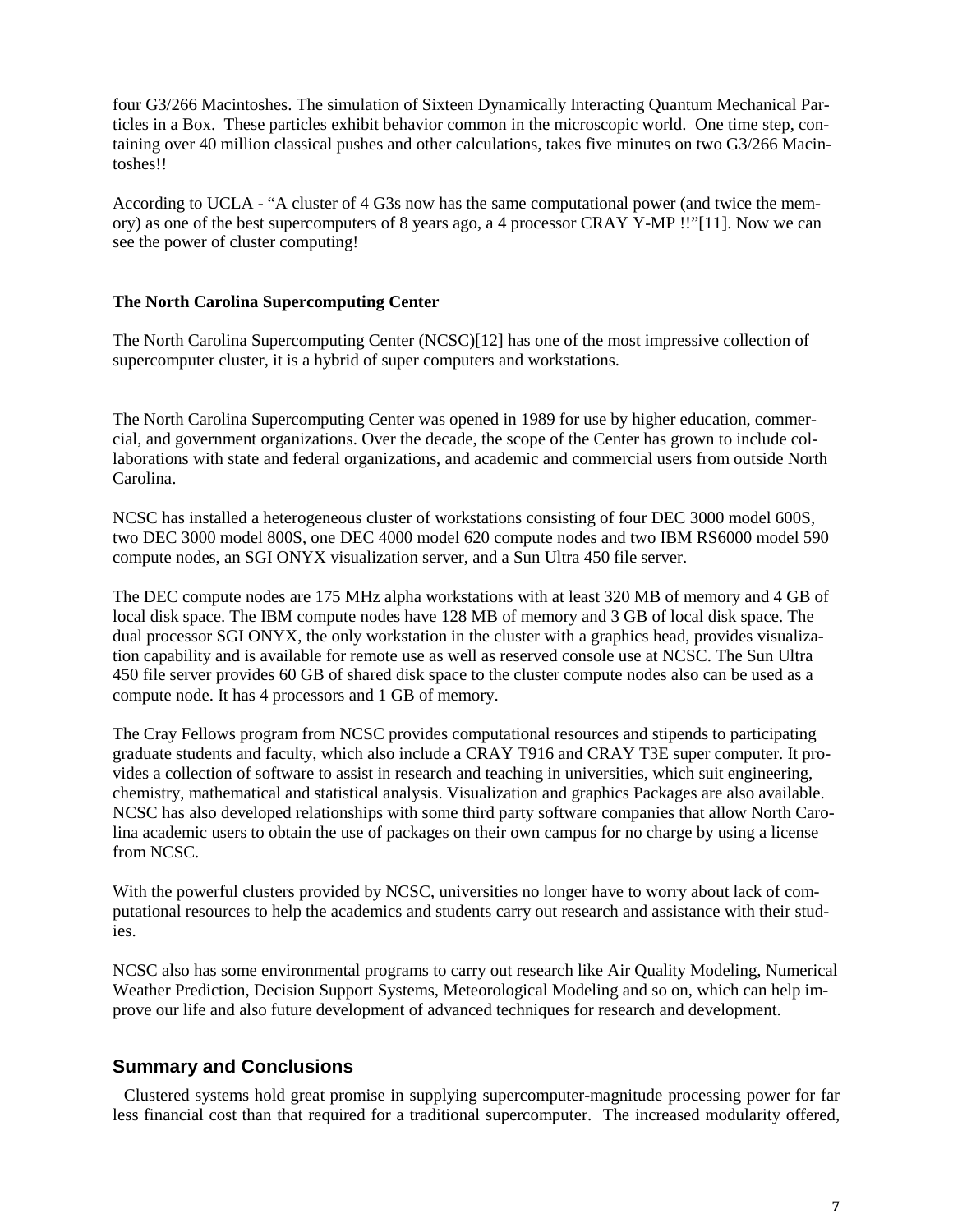four G3/266 Macintoshes. The simulation of Sixteen Dynamically Interacting Quantum Mechanical Particles in a Box. These particles exhibit behavior common in the microscopic world. One time step, containing over 40 million classical pushes and other calculations, takes five minutes on two G3/266 Macintoshes!!

According to UCLA - "A cluster of 4 G3s now has the same computational power (and twice the memory) as one of the best supercomputers of 8 years ago, a 4 processor CRAY Y-MP !!"[11]. Now we can see the power of cluster computing!

**The North Carolina Supercomputing Center**

The North Carolina Supercomputing Center (NCSC)[12] has one of the most impressive collection of supercomputer cluster, it is a hybrid of super computers and workstations.

The North Carolina Supercomputing Center was opened in 1989 for use by higher education, commercial, and government organizations. Over the decade, the scope of the Center has grown to include collaborations with state and federal organizations, and academic and commercial users from outside North Carolina.

NCSC has installed a heterogeneous cluster of workstations consisting of four DEC 3000 model 600S, two DEC 3000 model 800S, one DEC 4000 model 620 compute nodes and two IBM RS6000 model 590 compute nodes, an SGI ONYX visualization server, and a Sun Ultra 450 file server.

The DEC compute nodes are 175 MHz alpha workstations with at least 320 MB of memory and 4 GB of local disk space. The IBM compute nodes have 128 MB of memory and 3 GB of local disk space. The dual processor SGI ONYX, the only workstation in the cluster with a graphics head, provides visualization capability and is available for remote use as well as reserved console use at NCSC. The Sun Ultra 450 file server provides 60 GB of shared disk space to the cluster compute nodes also can be used as a compute node. It has 4 processors and 1 GB of memory.

The Cray Fellows program from NCSC provides computational resources and stipends to participating graduate students and faculty, which also include a CRAY T916 and CRAY T3E super computer. It provides a collection of software to assist in research and teaching in universities, which suit engineering, chemistry, mathematical and statistical analysis. Visualization and graphics Packages are also available. NCSC has also developed relationships with some third party software companies that allow North Carolina academic users to obtain the use of packages on their own campus for no charge by using a license from NCSC.

With the powerful clusters provided by NCSC, universities no longer have to worry about lack of computational resources to help the academics and students carry out research and assistance with their studies.

NCSC also has some environmental programs to carry out research like Air Quality Modeling, Numerical Weather Prediction, Decision Support Systems, Meteorological Modeling and so on, which can help improve our life and also future development of advanced techniques for research and development.

## Summary and Conclusions

Clustered systems hold great promise in supplying supercomputer-magnitude processing power for far less financial cost than that required for a traditional supercomputer. The increased modularity offered,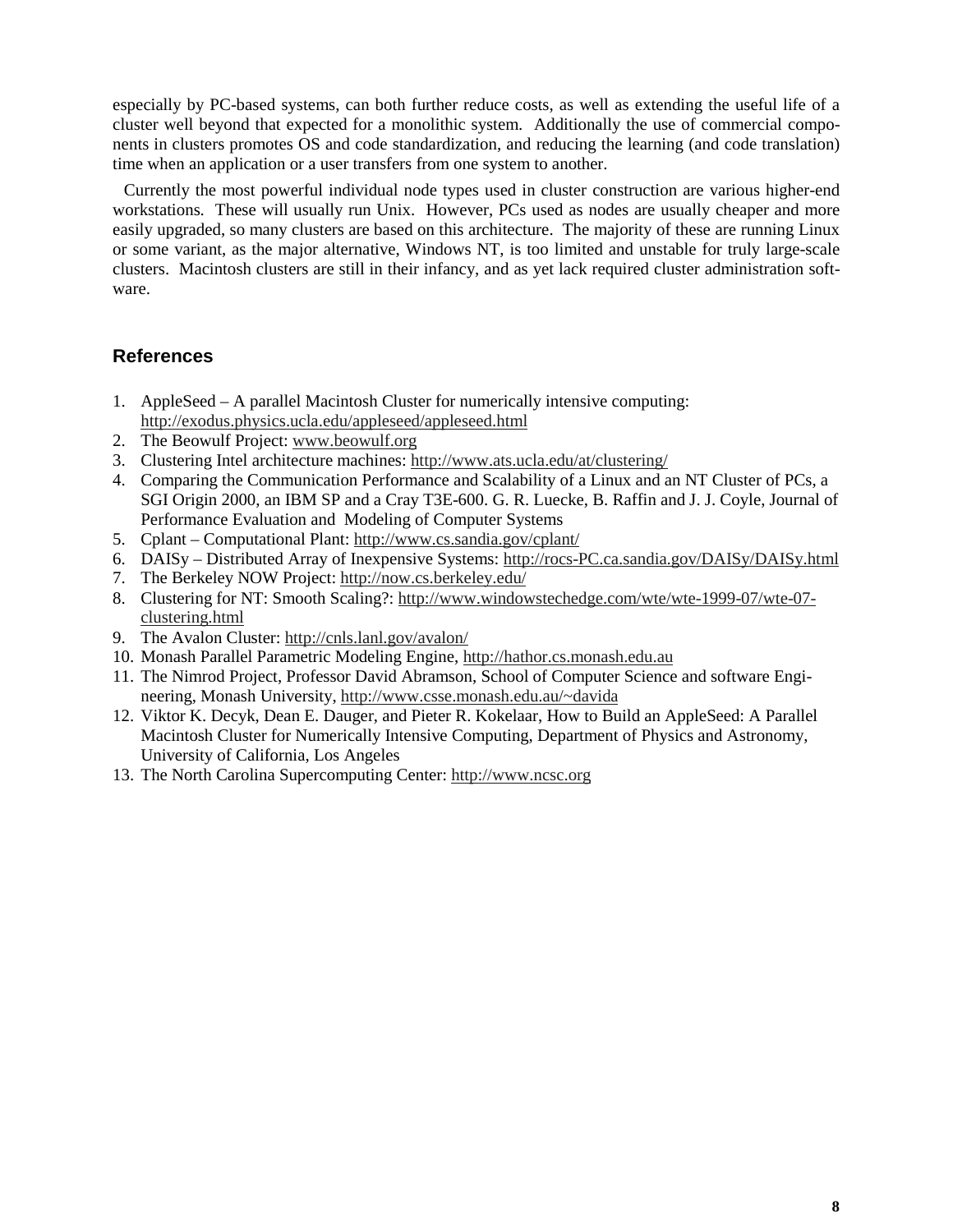especially by PC-based systems, can both further reduce costs, as well as extending the useful life of a cluster well beyond that expected for a monolithic system. Additionally the use of commercial components in clusters promotes OS and code standardization, and reducing the learning (and code translation) time when an application or a user transfers from one system to another.

Currently the most powerful individual node types used in cluster construction are various higher-end workstations. These will usually run Unix. However, PCs used as nodes are usually cheaper and more easily upgraded, so many clusters are based on this architecture. The majority of these are running Linux or some variant, as the major alternative, Windows NT, is too limited and unstable for truly large-scale clusters. Macintosh clusters are still in their infancy, and as yet lack required cluster administration software.

## References

1. AppleSeed – A parallel Macintosh Cluster for numerically intensive computing: http://exodus.physics.ucla.edu/appleseed/appleseed.html
2. The Beowulf Project: www.beowulf.org
3. Clustering Intel architecture machines: http://www.ats.ucla.edu/at/clustering/
4. Comparing the Communication Performance and Scalability of a Linux and an NT Cluster of PCs, a SGI Origin 2000, an IBM SP and a Cray T3E-600. G. R. Luecke, B. Raffin and J. J. Coyle, Journal of Performance Evaluation and Modeling of Computer Systems
5. Cplant – Computational Plant: http://www.cs.sandia.gov/cplant/
6. DAISy – Distributed Array of Inexpensive Systems: http://rocs-PC.ca.sandia.gov/DAISy/DAISy.html
7. The Berkeley NOW Project: http://now.cs.berkeley.edu/
8. Clustering for NT: Smooth Scaling?: http://www.windowstechedge.com/wte/wte-1999-07/wte-07-clustering.html
9. The Avalon Cluster: http://cnls.lanl.gov/avalon/
10. Monash Parallel Parametric Modeling Engine, http://hathor.cs.monash.edu.au
11. The Nimrod Project, Professor David Abramson, School of Computer Science and software Engineering, Monash University, http://www.csse.monash.edu.au/~davida
12. Viktor K. Decyk, Dean E. Dauger, and Pieter R. Kokelaar, How to Build an AppleSeed: A Parallel Macintosh Cluster for Numerically Intensive Computing, Department of Physics and Astronomy, University of California, Los Angeles
13. The North Carolina Supercomputing Center: http://www.ncsc.org